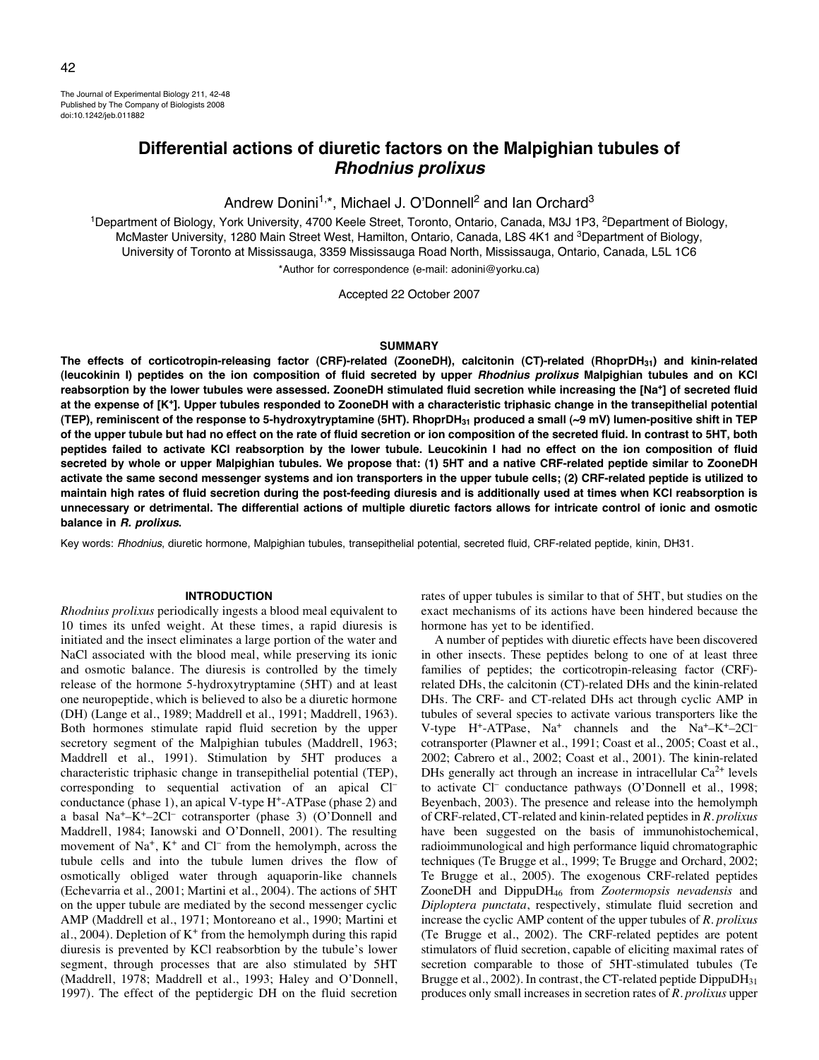The Journal of Experimental Biology 211, 42-48
Published by The Company of Biologists 2008
doi:10.1242/jeb.011882

# Differential actions of diuretic factors on the Malpighian tubules of *Rhodnius prolixus*

Andrew Donini[1,*], Michael J. O'Donnell[2] and Ian Orchard[3]

[1]Department of Biology, York University, 4700 Keele Street, Toronto, Ontario, Canada, M3J 1P3, [2]Department of Biology, McMaster University, 1280 Main Street West, Hamilton, Ontario, Canada, L8S 4K1 and [3]Department of Biology, University of Toronto at Mississauga, 3359 Mississauga Road North, Mississauga, Ontario, Canada, L5L 1C6

*Author for correspondence (e-mail: adonini@yorku.ca)

Accepted 22 October 2007

## SUMMARY

**The effects of corticotropin-releasing factor (CRF)-related (ZooneDH), calcitonin (CT)-related ($RhoprDH_{31}$) and kinin-related (leucokinin I) peptides on the ion composition of fluid secreted by upper *Rhodnius prolixus* Malpighian tubules and on KCl reabsorption by the lower tubules were assessed. ZooneDH stimulated fluid secretion while increasing the [$Na^+$] of secreted fluid at the expense of [$K^+$]. Upper tubules responded to ZooneDH with a characteristic triphasic change in the transepithelial potential (TEP), reminiscent of the response to 5-hydroxytryptamine (5HT). $RhoprDH_{31}$ produced a small (~9 mV) lumen-positive shift in TEP of the upper tubule but had no effect on the rate of fluid secretion or ion composition of the secreted fluid. In contrast to 5HT, both peptides failed to activate KCl reabsorption by the lower tubule. Leucokinin I had no effect on the ion composition of fluid secreted by whole or upper Malpighian tubules. We propose that: (1) 5HT and a native CRF-related peptide similar to ZooneDH activate the same second messenger systems and ion transporters in the upper tubule cells; (2) CRF-related peptide is utilized to maintain high rates of fluid secretion during the post-feeding diuresis and is additionally used at times when KCl reabsorption is unnecessary or detrimental. The differential actions of multiple diuretic factors allows for intricate control of ionic and osmotic balance in *R. prolixus*.**

Key words: *Rhodnius*, diuretic hormone, Malpighian tubules, transepithelial potential, secreted fluid, CRF-related peptide, kinin, DH31.

## INTRODUCTION

*Rhodnius prolixus* periodically ingests a blood meal equivalent to 10 times its unfed weight. At these times, a rapid diuresis is initiated and the insect eliminates a large portion of the water and NaCl associated with the blood meal, while preserving its ionic and osmotic balance. The diuresis is controlled by the timely release of the hormone 5-hydroxytryptamine (5HT) and at least one neuropeptide, which is believed to also be a diuretic hormone (DH) (Lange et al., 1989; Maddrell et al., 1991; Maddrell, 1963). Both hormones stimulate rapid fluid secretion by the upper secretory segment of the Malpighian tubules (Maddrell, 1963; Maddrell et al., 1991). Stimulation by 5HT produces a characteristic triphasic change in transepithelial potential (TEP), corresponding to sequential activation of an apical $Cl^-$ conductance (phase 1), an apical V-type $H^+$-ATPase (phase 2) and a basal $Na^+$–$K^+$–$2Cl^-$ cotransporter (phase 3) (O'Donnell and Maddrell, 1984; Ianowski and O'Donnell, 2001). The resulting movement of $Na^+$, $K^+$ and $Cl^-$ from the hemolymph, across the tubule cells and into the tubule lumen drives the flow of osmotically obliged water through aquaporin-like channels (Echevarria et al., 2001; Martini et al., 2004). The actions of 5HT on the upper tubule are mediated by the second messenger cyclic AMP (Maddrell et al., 1971; Montoreano et al., 1990; Martini et al., 2004). Depletion of $K^+$ from the hemolymph during this rapid diuresis is prevented by KCl reabsorbtion by the tubule's lower segment, through processes that are also stimulated by 5HT (Maddrell, 1978; Maddrell et al., 1993; Haley and O'Donnell, 1997). The effect of the peptidergic DH on the fluid secretion rates of upper tubules is similar to that of 5HT, but studies on the exact mechanisms of its actions have been hindered because the hormone has yet to be identified.

A number of peptides with diuretic effects have been discovered in other insects. These peptides belong to one of at least three families of peptides; the corticotropin-releasing factor (CRF)-related DHs, the calcitonin (CT)-related DHs and the kinin-related DHs. The CRF- and CT-related DHs act through cyclic AMP in tubules of several species to activate various transporters like the V-type $H^+$-ATPase, $Na^+$ channels and the $Na^+$–$K^+$–$2Cl^-$ cotransporter (Plawner et al., 1991; Coast et al., 2005; Coast et al., 2002; Cabrero et al., 2002; Coast et al., 2001). The kinin-related DHs generally act through an increase in intracellular $Ca^{2+}$ levels to activate $Cl^-$ conductance pathways (O'Donnell et al., 1998; Beyenbach, 2003). The presence and release into the hemolymph of CRF-related, CT-related and kinin-related peptides in *R. prolixus* have been suggested on the basis of immunohistochemical, radioimmunological and high performance liquid chromatographic techniques (Te Brugge et al., 1999; Te Brugge and Orchard, 2002; Te Brugge et al., 2005). The exogenous CRF-related peptides ZooneDH and $DippuDH_{46}$ from *Zootermopsis nevadensis* and *Diploptera punctata*, respectively, stimulate fluid secretion and increase the cyclic AMP content of the upper tubules of *R. prolixus* (Te Brugge et al., 2002). The CRF-related peptides are potent stimulators of fluid secretion, capable of eliciting maximal rates of secretion comparable to those of 5HT-stimulated tubules (Te Brugge et al., 2002). In contrast, the CT-related peptide $DippuDH_{31}$ produces only small increases in secretion rates of *R. prolixus* upper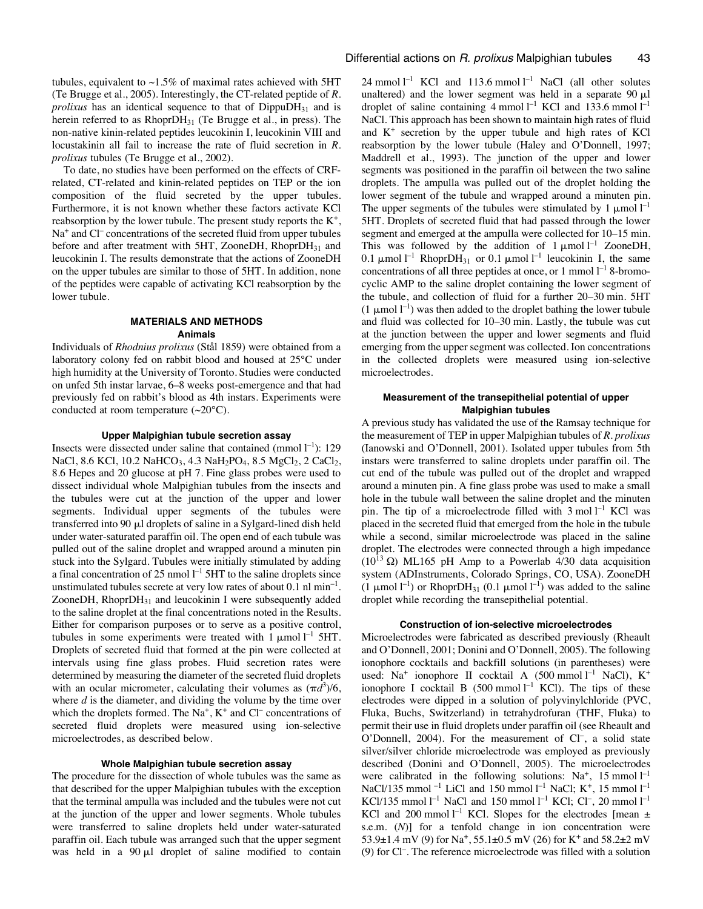tubules, equivalent to ~1.5% of maximal rates achieved with 5HT (Te Brugge et al., 2005). Interestingly, the CT-related peptide of *R. prolixus* has an identical sequence to that of Dippu$DH_{31}$ and is herein referred to as Rhopr$DH_{31}$ (Te Brugge et al., in press). The non-native kinin-related peptides leucokinin I, leucokinin VIII and locustakinin all fail to increase the rate of fluid secretion in *R. prolixus* tubules (Te Brugge et al., 2002).

To date, no studies have been performed on the effects of CRF-related, CT-related and kinin-related peptides on TEP or the ion composition of the fluid secreted by the upper tubules. Furthermore, it is not known whether these factors activate KCl reabsorption by the lower tubule. The present study reports the $K^+$, $Na^+$ and $Cl^-$ concentrations of the secreted fluid from upper tubules before and after treatment with 5HT, ZooneDH, Rhopr$DH_{31}$ and leucokinin I. The results demonstrate that the actions of ZooneDH on the upper tubules are similar to those of 5HT. In addition, none of the peptides were capable of activating KCl reabsorption by the lower tubule.

## MATERIALS AND METHODS

### Animals

Individuals of *Rhodnius prolixus* (Stål 1859) were obtained from a laboratory colony fed on rabbit blood and housed at 25°C under high humidity at the University of Toronto. Studies were conducted on unfed 5th instar larvae, 6–8 weeks post-emergence and that had previously fed on rabbit's blood as 4th instars. Experiments were conducted at room temperature (~20°C).

### Upper Malpighian tubule secretion assay

Insects were dissected under saline that contained (mmol $l^{-1}$): 129 NaCl, 8.6 KCl, 10.2 $NaHCO_3$, 4.3 $NaH_2PO_4$, 8.5 $MgCl_2$, 2 $CaCl_2$, 8.6 Hepes and 20 glucose at pH 7. Fine glass probes were used to dissect individual whole Malpighian tubules from the insects and the tubules were cut at the junction of the upper and lower segments. Individual upper segments of the tubules were transferred into 90 μl droplets of saline in a Sylgard-lined dish held under water-saturated paraffin oil. The open end of each tubule was pulled out of the saline droplet and wrapped around a minuten pin stuck into the Sylgard. Tubules were initially stimulated by adding a final concentration of 25 nmol $l^{-1}$ 5HT to the saline droplets since unstimulated tubules secrete at very low rates of about 0.1 nl $min^{-1}$. ZooneDH, Rhopr$DH_{31}$ and leucokinin I were subsequently added to the saline droplet at the final concentrations noted in the Results. Either for comparison purposes or to serve as a positive control, tubules in some experiments were treated with 1 μmol $l^{-1}$ 5HT. Droplets of secreted fluid that formed at the pin were collected at intervals using fine glass probes. Fluid secretion rates were determined by measuring the diameter of the secreted fluid droplets with an ocular micrometer, calculating their volumes as $(\pi d^3)/6$, where $d$ is the diameter, and dividing the volume by the time over which the droplets formed. The $Na^+$, $K^+$ and $Cl^-$ concentrations of secreted fluid droplets were measured using ion-selective microelectrodes, as described below.

### Whole Malpighian tubule secretion assay

The procedure for the dissection of whole tubules was the same as that described for the upper Malpighian tubules with the exception that the terminal ampulla was included and the tubules were not cut at the junction of the upper and lower segments. Whole tubules were transferred to saline droplets held under water-saturated paraffin oil. Each tubule was arranged such that the upper segment was held in a 90 μl droplet of saline modified to contain 24 mmol $l^{-1}$ KCl and 113.6 mmol $l^{-1}$ NaCl (all other solutes unaltered) and the lower segment was held in a separate 90 μl droplet of saline containing 4 mmol $l^{-1}$ KCl and 133.6 mmol $l^{-1}$ NaCl. This approach has been shown to maintain high rates of fluid and $K^+$ secretion by the upper tubule and high rates of KCl reabsorption by the lower tubule (Haley and O'Donnell, 1997; Maddrell et al., 1993). The junction of the upper and lower segments was positioned in the paraffin oil between the two saline droplets. The ampulla was pulled out of the droplet holding the lower segment of the tubule and wrapped around a minuten pin. The upper segments of the tubules were stimulated by 1 μmol $l^{-1}$ 5HT. Droplets of secreted fluid that had passed through the lower segment and emerged at the ampulla were collected for 10–15 min. This was followed by the addition of 1 μmol $l^{-1}$ ZooneDH, 0.1 μmol $l^{-1}$ Rhopr$DH_{31}$ or 0.1 μmol $l^{-1}$ leucokinin I, the same concentrations of all three peptides at once, or 1 mmol $l^{-1}$ 8-bromo-cyclic AMP to the saline droplet containing the lower segment of the tubule, and collection of fluid for a further 20–30 min. 5HT (1 μmol $l^{-1}$) was then added to the droplet bathing the lower tubule and fluid was collected for 10–30 min. Lastly, the tubule was cut at the junction between the upper and lower segments and fluid emerging from the upper segment was collected. Ion concentrations in the collected droplets were measured using ion-selective microelectrodes.

### Measurement of the transepithelial potential of upper Malpighian tubules

A previous study has validated the use of the Ramsay technique for the measurement of TEP in upper Malpighian tubules of *R. prolixus* (Ianowski and O'Donnell, 2001). Isolated upper tubules from 5th instars were transferred to saline droplets under paraffin oil. The cut end of the tubule was pulled out of the droplet and wrapped around a minuten pin. A fine glass probe was used to make a small hole in the tubule wall between the saline droplet and the minuten pin. The tip of a microelectrode filled with 3 mol $l^{-1}$ KCl was placed in the secreted fluid that emerged from the hole in the tubule while a second, similar microelectrode was placed in the saline droplet. The electrodes were connected through a high impedance ($10^{13}$ Ω) ML165 pH Amp to a Powerlab 4/30 data acquisition system (ADInstruments, Colorado Springs, CO, USA). ZooneDH (1 μmol $l^{-1}$) or Rhopr$DH_{31}$ (0.1 μmol $l^{-1}$) was added to the saline droplet while recording the transepithelial potential.

### Construction of ion-selective microelectrodes

Microelectrodes were fabricated as described previously (Rheault and O'Donnell, 2001; Donini and O'Donnell, 2005). The following ionophore cocktails and backfill solutions (in parentheses) were used: $Na^+$ ionophore II cocktail A (500 mmol $l^{-1}$ NaCl), $K^+$ ionophore I cocktail B (500 mmol $l^{-1}$ KCl). The tips of these electrodes were dipped in a solution of polyvinylchloride (PVC, Fluka, Buchs, Switzerland) in tetrahydrofuran (THF, Fluka) to permit their use in fluid droplets under paraffin oil (see Rheault and O'Donnell, 2004). For the measurement of $Cl^-$, a solid state silver/silver chloride microelectrode was employed as previously described (Donini and O'Donnell, 2005). The microelectrodes were calibrated in the following solutions: $Na^+$, 15 mmol $l^{-1}$ NaCl/135 mmol $^{-1}$ LiCl and 150 mmol $l^{-1}$ NaCl; $K^+$, 15 mmol $l^{-1}$ KCl/135 mmol $l^{-1}$ NaCl and 150 mmol $l^{-1}$ KCl; $Cl^-$, 20 mmol $l^{-1}$ KCl and 200 mmol $l^{-1}$ KCl. Slopes for the electrodes [mean ± s.e.m. (*N*)] for a tenfold change in ion concentration were 53.9±1.4 mV (9) for $Na^+$, 55.1±0.5 mV (26) for $K^+$ and 58.2±2 mV (9) for $Cl^-$. The reference microelectrode was filled with a solution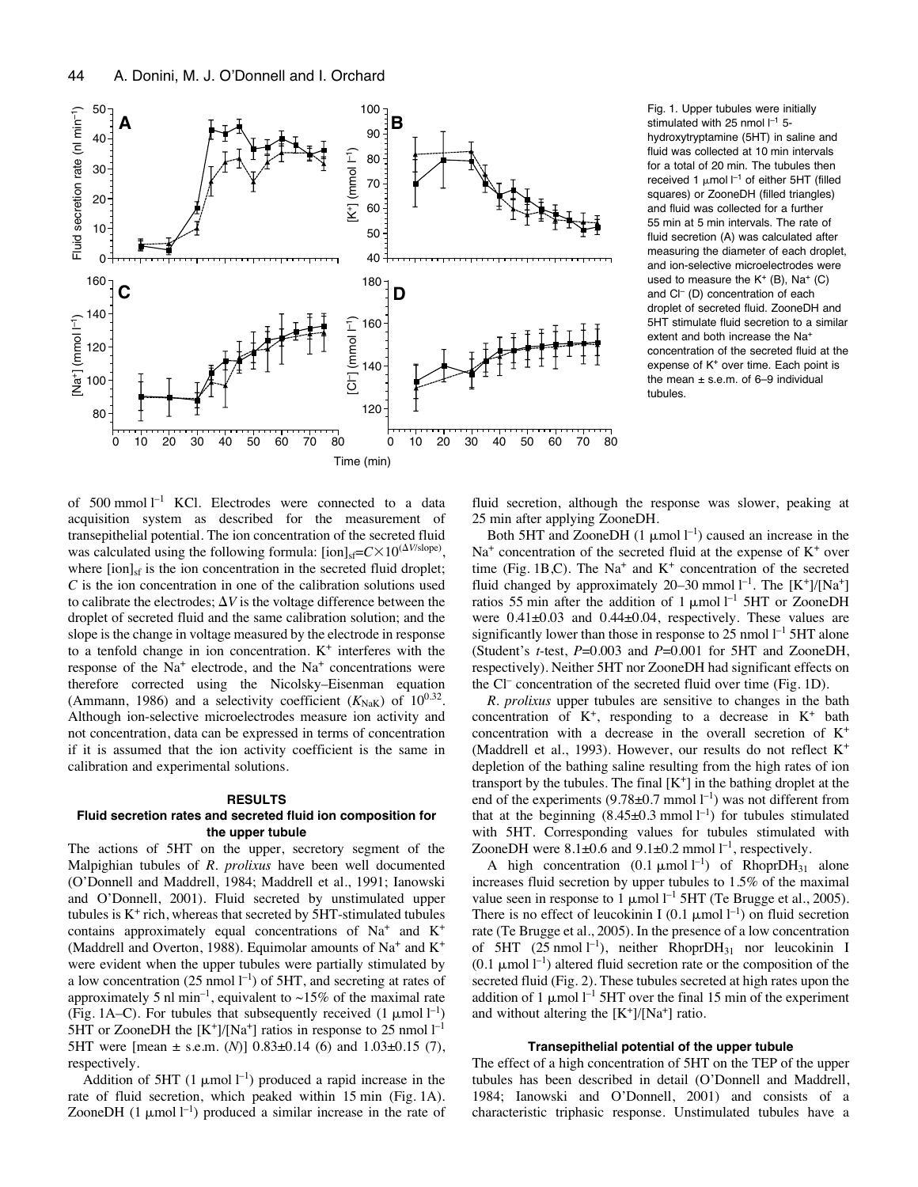Fig. 1. Upper tubules were initially stimulated with 25 nmol $l^{-1}$ 5-hydroxytryptamine (5HT) in saline and fluid was collected at 10 min intervals for a total of 20 min. The tubules then received 1 μmol $l^{-1}$ of either 5HT (filled squares) or ZooneDH (filled triangles) and fluid was collected for a further 55 min at 5 min intervals. The rate of fluid secretion (A) was calculated after measuring the diameter of each droplet, and ion-selective microelectrodes were used to measure the $K^+$ (B), $Na^+$ (C) and $Cl^-$ (D) concentration of each droplet of secreted fluid. ZooneDH and 5HT stimulate fluid secretion to a similar extent and both increase the $Na^+$ concentration of the secreted fluid at the expense of $K^+$ over time. Each point is the mean ± s.e.m. of 6–9 individual tubules.

of 500 mmol $l^{-1}$ KCl. Electrodes were connected to a data acquisition system as described for the measurement of transepithelial potential. The ion concentration of the secreted fluid was calculated using the following formula: $[\text{ion}]_{\text{sf}}=C\times10^{(\Delta V/\text{slope})}$, where $[\text{ion}]_{\text{sf}}$ is the ion concentration in the secreted fluid droplet; $C$ is the ion concentration in one of the calibration solutions used to calibrate the electrodes; $\Delta V$ is the voltage difference between the droplet of secreted fluid and the same calibration solution; and the slope is the change in voltage measured by the electrode in response to a tenfold change in ion concentration. $K^+$ interferes with the response of the $Na^+$ electrode, and the $Na^+$ concentrations were therefore corrected using the Nicolsky–Eisenman equation (Ammann, 1986) and a selectivity coefficient ($K_{\text{NaK}}$) of $10^{0.32}$. Although ion-selective microelectrodes measure ion activity and not concentration, data can be expressed in terms of concentration if it is assumed that the ion activity coefficient is the same in calibration and experimental solutions.

## RESULTS

### Fluid secretion rates and secreted fluid ion composition for the upper tubule

The actions of 5HT on the upper, secretory segment of the Malpighian tubules of *R. prolixus* have been well documented (O'Donnell and Maddrell, 1984; Maddrell et al., 1991; Ianowski and O'Donnell, 2001). Fluid secreted by unstimulated upper tubules is $K^+$ rich, whereas that secreted by 5HT-stimulated tubules contains approximately equal concentrations of $Na^+$ and $K^+$ (Maddrell and Overton, 1988). Equimolar amounts of $Na^+$ and $K^+$ were evident when the upper tubules were partially stimulated by a low concentration (25 nmol $l^{-1}$) of 5HT, and secreting at rates of approximately 5 nl $min^{-1}$, equivalent to ~15% of the maximal rate (Fig. 1A–C). For tubules that subsequently received (1 μmol $l^{-1}$) 5HT or ZooneDH the $[K^+]/[Na^+]$ ratios in response to 25 nmol $l^{-1}$ 5HT were [mean ± s.e.m. ($N$)] 0.83±0.14 (6) and 1.03±0.15 (7), respectively.

Addition of 5HT (1 μmol $l^{-1}$) produced a rapid increase in the rate of fluid secretion, which peaked within 15 min (Fig. 1A). ZooneDH (1 μmol $l^{-1}$) produced a similar increase in the rate of fluid secretion, although the response was slower, peaking at 25 min after applying ZooneDH.

Both 5HT and ZooneDH (1 μmol $l^{-1}$) caused an increase in the $Na^+$ concentration of the secreted fluid at the expense of $K^+$ over time (Fig. 1B,C). The $Na^+$ and $K^+$ concentration of the secreted fluid changed by approximately 20–30 mmol $l^{-1}$. The $[K^+]/[Na^+]$ ratios 55 min after the addition of 1 μmol $l^{-1}$ 5HT or ZooneDH were 0.41±0.03 and 0.44±0.04, respectively. These values are significantly lower than those in response to 25 nmol $l^{-1}$ 5HT alone (Student's $t$-test, $P$=0.003 and $P$=0.001 for 5HT and ZooneDH, respectively). Neither 5HT nor ZooneDH had significant effects on the $Cl^-$ concentration of the secreted fluid over time (Fig. 1D).

*R. prolixus* upper tubules are sensitive to changes in the bath concentration of $K^+$, responding to a decrease in $K^+$ bath concentration with a decrease in the overall secretion of $K^+$ (Maddrell et al., 1993). However, our results do not reflect $K^+$ depletion of the bathing saline resulting from the high rates of ion transport by the tubules. The final $[K^+]$ in the bathing droplet at the end of the experiments (9.78±0.7 mmol $l^{-1}$) was not different from that at the beginning (8.45±0.3 mmol $l^{-1}$) for tubules stimulated with 5HT. Corresponding values for tubules stimulated with ZooneDH were 8.1±0.6 and 9.1±0.2 mmol $l^{-1}$, respectively.

A high concentration (0.1 μmol $l^{-1}$) of $\text{RhoprDH}_{31}$ alone increases fluid secretion by upper tubules to 1.5% of the maximal value seen in response to 1 μmol $l^{-1}$ 5HT (Te Brugge et al., 2005). There is no effect of leucokinin I (0.1 μmol $l^{-1}$) on fluid secretion rate (Te Brugge et al., 2005). In the presence of a low concentration of 5HT (25 nmol $l^{-1}$), neither $\text{RhoprDH}_{31}$ nor leucokinin I (0.1 μmol $l^{-1}$) altered fluid secretion rate or the composition of the secreted fluid (Fig. 2). These tubules secreted at high rates upon the addition of 1 μmol $l^{-1}$ 5HT over the final 15 min of the experiment and without altering the $[K^+]/[Na^+]$ ratio.

### Transepithelial potential of the upper tubule

The effect of a high concentration of 5HT on the TEP of the upper tubules has been described in detail (O'Donnell and Maddrell, 1984; Ianowski and O'Donnell, 2001) and consists of a characteristic triphasic response. Unstimulated tubules have a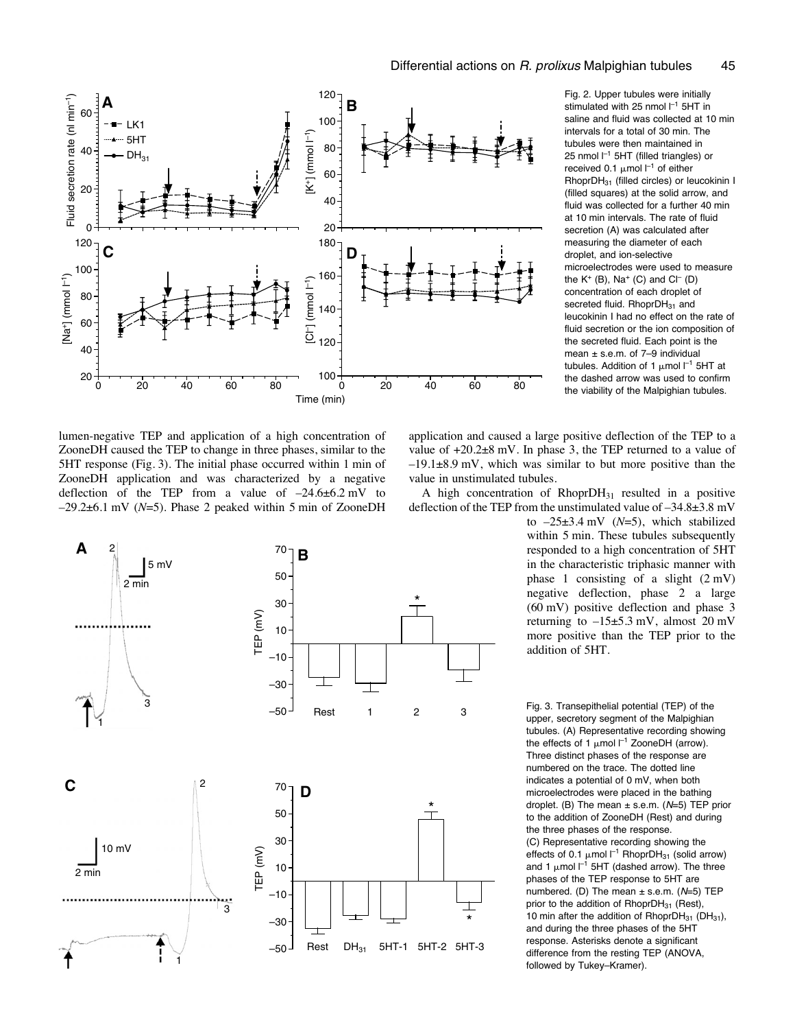Fig. 2. Upper tubules were initially stimulated with 25 nmol l$^{-1}$ 5HT in saline and fluid was collected at 10 min intervals for a total of 30 min. The tubules were then maintained in 25 nmol l$^{-1}$ 5HT (filled triangles) or received 0.1 μmol l$^{-1}$ of either Rhopr$DH_{31}$ (filled circles) or leucokinin I (filled squares) at the solid arrow, and fluid was collected for a further 40 min at 10 min intervals. The rate of fluid secretion (A) was calculated after measuring the diameter of each droplet, and ion-selective microelectrodes were used to measure the $K^+$ (B), $Na^+$ (C) and $Cl^-$ (D) concentration of each droplet of secreted fluid. Rhopr$DH_{31}$ and leucokinin I had no effect on the rate of fluid secretion or the ion composition of the secreted fluid. Each point is the mean ± s.e.m. of 7–9 individual tubules. Addition of 1 μmol l$^{-1}$ 5HT at the dashed arrow was used to confirm the viability of the Malpighian tubules.

lumen-negative TEP and application of a high concentration of ZooneDH caused the TEP to change in three phases, similar to the 5HT response (Fig. 3). The initial phase occurred within 1 min of ZooneDH application and was characterized by a negative deflection of the TEP from a value of –24.6±6.2 mV to –29.2±6.1 mV (*N*=5). Phase 2 peaked within 5 min of ZooneDH application and caused a large positive deflection of the TEP to a value of +20.2±8 mV. In phase 3, the TEP returned to a value of –19.1±8.9 mV, which was similar to but more positive than the value in unstimulated tubules.

A high concentration of Rhopr$DH_{31}$ resulted in a positive deflection of the TEP from the unstimulated value of –34.8±3.8 mV to –25±3.4 mV (*N*=5), which stabilized within 5 min. These tubules subsequently responded to a high concentration of 5HT in the characteristic triphasic manner with phase 1 consisting of a slight (2 mV) negative deflection, phase 2 a large (60 mV) positive deflection and phase 3 returning to –15±5.3 mV, almost 20 mV more positive than the TEP prior to the addition of 5HT.

Fig. 3. Transepithelial potential (TEP) of the upper, secretory segment of the Malpighian tubules. (A) Representative recording showing the effects of 1 μmol l$^{-1}$ ZooneDH (arrow). Three distinct phases of the response are numbered on the trace. The dotted line indicates a potential of 0 mV, when both microelectrodes were placed in the bathing droplet. (B) The mean ± s.e.m. (*N*=5) TEP prior to the addition of ZooneDH (Rest) and during the three phases of the response. (C) Representative recording showing the effects of 0.1 μmol l$^{-1}$ Rhopr$DH_{31}$ (solid arrow) and 1 μmol l$^{-1}$ 5HT (dashed arrow). The three phases of the TEP response to 5HT are numbered. (D) The mean ± s.e.m. (*N*=5) TEP prior to the addition of Rhopr$DH_{31}$ (Rest), 10 min after the addition of Rhopr$DH_{31}$ ($DH_{31}$), and during the three phases of the 5HT response. Asterisks denote a significant difference from the resting TEP (ANOVA, followed by Tukey–Kramer).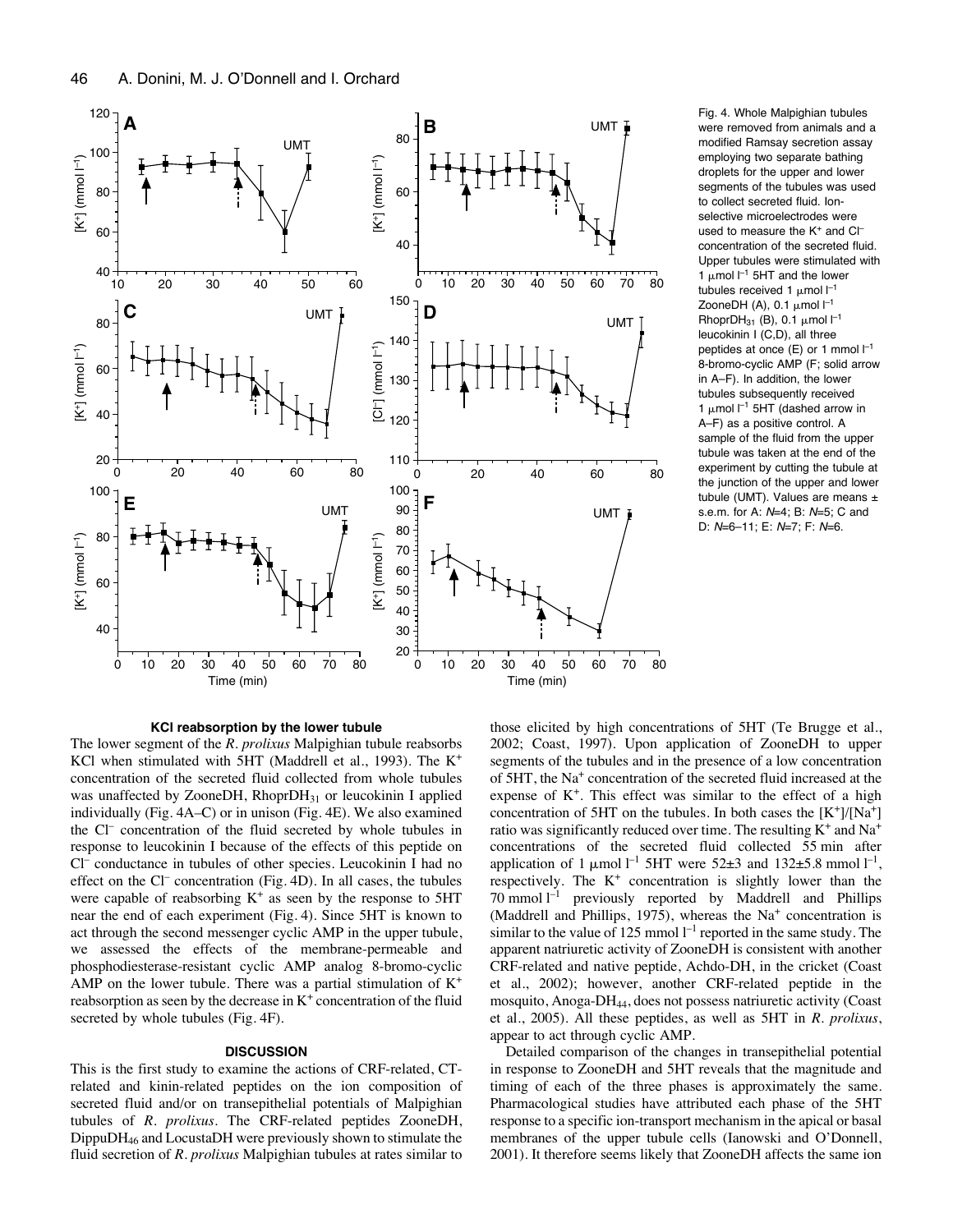Fig. 4. Whole Malpighian tubules were removed from animals and a modified Ramsay secretion assay employing two separate bathing droplets for the upper and lower segments of the tubules was used to collect secreted fluid. Ion-selective microelectrodes were used to measure the $K^+$ and $Cl^-$ concentration of the secreted fluid. Upper tubules were stimulated with 1 μmol $l^{-1}$ 5HT and the lower tubules received 1 μmol $l^{-1}$ ZooneDH (A), 0.1 μmol $l^{-1}$ RhoprDH$_{31}$ (B), 0.1 μmol $l^{-1}$ leucokinin I (C,D), all three peptides at once (E) or 1 mmol $l^{-1}$ 8-bromo-cyclic AMP (F; solid arrow in A–F). In addition, the lower tubules subsequently received 1 μmol $l^{-1}$ 5HT (dashed arrow in A–F) as a positive control. A sample of the fluid from the upper tubule was taken at the end of the experiment by cutting the tubule at the junction of the upper and lower tubule (UMT). Values are means ± s.e.m. for A: $N$=4; B: $N$=5; C and D: $N$=6–11; E: $N$=7; F: $N$=6.

### KCl reabsorption by the lower tubule

The lower segment of the *R. prolixus* Malpighian tubule reabsorbs KCl when stimulated with 5HT (Maddrell et al., 1993). The $K^+$ concentration of the secreted fluid collected from whole tubules was unaffected by ZooneDH, RhoprDH$_{31}$ or leucokinin I applied individually (Fig. 4A–C) or in unison (Fig. 4E). We also examined the $Cl^-$ concentration of the fluid secreted by whole tubules in response to leucokinin I because of the effects of this peptide on $Cl^-$ conductance in tubules of other species. Leucokinin I had no effect on the $Cl^-$ concentration (Fig. 4D). In all cases, the tubules were capable of reabsorbing $K^+$ as seen by the response to 5HT near the end of each experiment (Fig. 4). Since 5HT is known to act through the second messenger cyclic AMP in the upper tubule, we assessed the effects of the membrane-permeable and phosphodiesterase-resistant cyclic AMP analog 8-bromo-cyclic AMP on the lower tubule. There was a partial stimulation of $K^+$ reabsorption as seen by the decrease in $K^+$ concentration of the fluid secreted by whole tubules (Fig. 4F).

## DISCUSSION

This is the first study to examine the actions of CRF-related, CT-related and kinin-related peptides on the ion composition of secreted fluid and/or on transepithelial potentials of Malpighian tubules of *R. prolixus*. The CRF-related peptides ZooneDH, DippuDH$_{46}$ and LocustaDH were previously shown to stimulate the fluid secretion of *R. prolixus* Malpighian tubules at rates similar to those elicited by high concentrations of 5HT (Te Brugge et al., 2002; Coast, 1997). Upon application of ZooneDH to upper segments of the tubules and in the presence of a low concentration of 5HT, the $Na^+$ concentration of the secreted fluid increased at the expense of $K^+$. This effect was similar to the effect of a high concentration of 5HT on the tubules. In both cases the $[K^+]/[Na^+]$ ratio was significantly reduced over time. The resulting $K^+$ and $Na^+$ concentrations of the secreted fluid collected 55 min after application of 1 μmol $l^{-1}$ 5HT were 52±3 and 132±5.8 mmol $l^{-1}$, respectively. The $K^+$ concentration is slightly lower than the 70 mmol $l^{-1}$ previously reported by Maddrell and Phillips (Maddrell and Phillips, 1975), whereas the $Na^+$ concentration is similar to the value of 125 mmol $l^{-1}$ reported in the same study. The apparent natriuretic activity of ZooneDH is consistent with another CRF-related and native peptide, Achdo-DH, in the cricket (Coast et al., 2002); however, another CRF-related peptide in the mosquito, Anoga-DH$_{44}$, does not possess natriuretic activity (Coast et al., 2005). All these peptides, as well as 5HT in *R. prolixus*, appear to act through cyclic AMP.

Detailed comparison of the changes in transepithelial potential in response to ZooneDH and 5HT reveals that the magnitude and timing of each of the three phases is approximately the same. Pharmacological studies have attributed each phase of the 5HT response to a specific ion-transport mechanism in the apical or basal membranes of the upper tubule cells (Ianowski and O'Donnell, 2001). It therefore seems likely that ZooneDH affects the same ion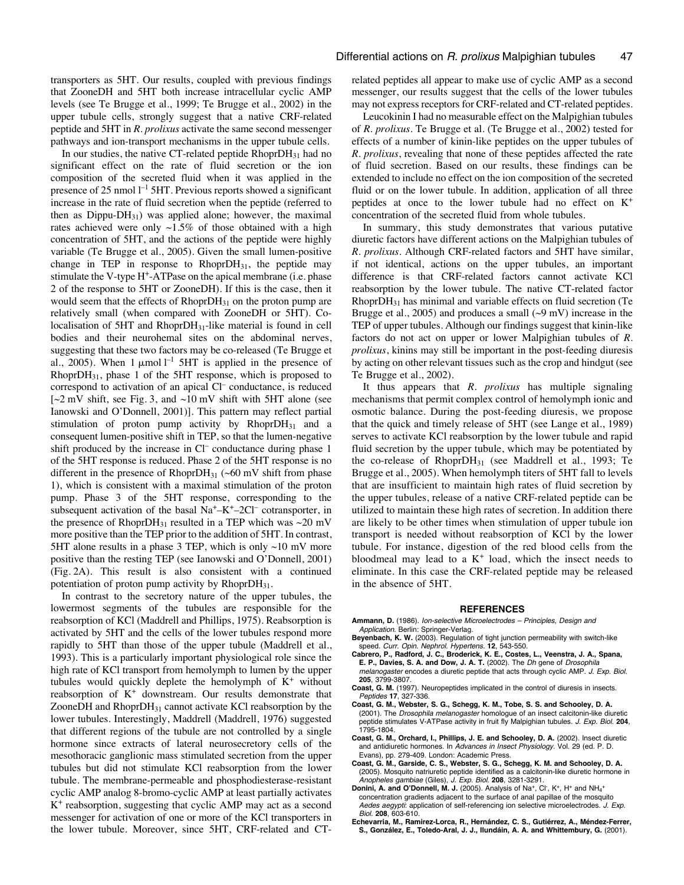transporters as 5HT. Our results, coupled with previous findings that ZooneDH and 5HT both increase intracellular cyclic AMP levels (see Te Brugge et al., 1999; Te Brugge et al., 2002) in the upper tubule cells, strongly suggest that a native CRF-related peptide and 5HT in *R. prolixus* activate the same second messenger pathways and ion-transport mechanisms in the upper tubule cells.

In our studies, the native CT-related peptide Rhopr$DH_{31}$ had no significant effect on the rate of fluid secretion or the ion composition of the secreted fluid when it was applied in the presence of 25 nmol $l^{-1}$ 5HT. Previous reports showed a significant increase in the rate of fluid secretion when the peptide (referred to then as Dippu-$DH_{31}$) was applied alone; however, the maximal rates achieved were only ~1.5% of those obtained with a high concentration of 5HT, and the actions of the peptide were highly variable (Te Brugge et al., 2005). Given the small lumen-positive change in TEP in response to Rhopr$DH_{31}$, the peptide may stimulate the V-type $H^+$-ATPase on the apical membrane (i.e. phase 2 of the response to 5HT or ZooneDH). If this is the case, then it would seem that the effects of Rhopr$DH_{31}$ on the proton pump are relatively small (when compared with ZooneDH or 5HT). Co-localisation of 5HT and Rhopr$DH_{31}$-like material is found in cell bodies and their neurohemal sites on the abdominal nerves, suggesting that these two factors may be co-released (Te Brugge et al., 2005). When 1 μmol $l^{-1}$ 5HT is applied in the presence of Rhopr$DH_{31}$, phase 1 of the 5HT response, which is proposed to correspond to activation of an apical $Cl^-$ conductance, is reduced [~2 mV shift, see Fig. 3, and ~10 mV shift with 5HT alone (see Ianowski and O'Donnell, 2001)]. This pattern may reflect partial stimulation of proton pump activity by Rhopr$DH_{31}$ and a consequent lumen-positive shift in TEP, so that the lumen-negative shift produced by the increase in $Cl^-$ conductance during phase 1 of the 5HT response is reduced. Phase 2 of the 5HT response is no different in the presence of Rhopr$DH_{31}$ (~60 mV shift from phase 1), which is consistent with a maximal stimulation of the proton pump. Phase 3 of the 5HT response, corresponding to the subsequent activation of the basal $Na^+$–$K^+$–$2Cl^-$ cotransporter, in the presence of Rhopr$DH_{31}$ resulted in a TEP which was ~20 mV more positive than the TEP prior to the addition of 5HT. In contrast, 5HT alone results in a phase 3 TEP, which is only ~10 mV more positive than the resting TEP (see Ianowski and O'Donnell, 2001) (Fig. 2A). This result is also consistent with a continued potentiation of proton pump activity by Rhopr$DH_{31}$.

In contrast to the secretory nature of the upper tubules, the lowermost segments of the tubules are responsible for the reabsorption of KCl (Maddrell and Phillips, 1975). Reabsorption is activated by 5HT and the cells of the lower tubules respond more rapidly to 5HT than those of the upper tubule (Maddrell et al., 1993). This is a particularly important physiological role since the high rate of KCl transport from hemolymph to lumen by the upper tubules would quickly deplete the hemolymph of $K^+$ without reabsorption of $K^+$ downstream. Our results demonstrate that ZooneDH and Rhopr$DH_{31}$ cannot activate KCl reabsorption by the lower tubules. Interestingly, Maddrell (Maddrell, 1976) suggested that different regions of the tubule are not controlled by a single hormone since extracts of lateral neurosecretory cells of the mesothoracic ganglionic mass stimulated secretion from the upper tubules but did not stimulate KCl reabsorption from the lower tubule. The membrane-permeable and phosphodiesterase-resistant cyclic AMP analog 8-bromo-cyclic AMP at least partially activates $K^+$ reabsorption, suggesting that cyclic AMP may act as a second messenger for activation of one or more of the KCl transporters in the lower tubule. Moreover, since 5HT, CRF-related and CT-related peptides all appear to make use of cyclic AMP as a second messenger, our results suggest that the cells of the lower tubules may not express receptors for CRF-related and CT-related peptides.

Leucokinin I had no measurable effect on the Malpighian tubules of *R. prolixus*. Te Brugge et al. (Te Brugge et al., 2002) tested for effects of a number of kinin-like peptides on the upper tubules of *R. prolixus*, revealing that none of these peptides affected the rate of fluid secretion. Based on our results, these findings can be extended to include no effect on the ion composition of the secreted fluid or on the lower tubule. In addition, application of all three peptides at once to the lower tubule had no effect on $K^+$ concentration of the secreted fluid from whole tubules.

In summary, this study demonstrates that various putative diuretic factors have different actions on the Malpighian tubules of *R. prolixus*. Although CRF-related factors and 5HT have similar, if not identical, actions on the upper tubules, an important difference is that CRF-related factors cannot activate KCl reabsorption by the lower tubule. The native CT-related factor Rhopr$DH_{31}$ has minimal and variable effects on fluid secretion (Te Brugge et al., 2005) and produces a small (~9 mV) increase in the TEP of upper tubules. Although our findings suggest that kinin-like factors do not act on upper or lower Malpighian tubules of *R. prolixus*, kinins may still be important in the post-feeding diuresis by acting on other relevant tissues such as the crop and hindgut (see Te Brugge et al., 2002).

It thus appears that *R. prolixus* has multiple signaling mechanisms that permit complex control of hemolymph ionic and osmotic balance. During the post-feeding diuresis, we propose that the quick and timely release of 5HT (see Lange et al., 1989) serves to activate KCl reabsorption by the lower tubule and rapid fluid secretion by the upper tubule, which may be potentiated by the co-release of Rhopr$DH_{31}$ (see Maddrell et al., 1993; Te Brugge et al., 2005). When hemolymph titers of 5HT fall to levels that are insufficient to maintain high rates of fluid secretion by the upper tubules, release of a native CRF-related peptide can be utilized to maintain these high rates of secretion. In addition there are likely to be other times when stimulation of upper tubule ion transport is needed without reabsorption of KCl by the lower tubule. For instance, digestion of the red blood cells from the bloodmeal may lead to a $K^+$ load, which the insect needs to eliminate. In this case the CRF-related peptide may be released in the absence of 5HT.

## REFERENCES

**Ammann, D.** (1986). *Ion-selective Microelectrodes – Principles, Design and Application.* Berlin: Springer-Verlag.

**Beyenbach, K. W.** (2003). Regulation of tight junction permeability with switch-like speed. *Curr. Opin. Nephrol. Hypertens.* **12**, 543-550.

**Cabrero, P., Radford, J. C., Broderick, K. E., Costes, L., Veenstra, J. A., Spana, E. P., Davies, S. A. and Dow, J. A. T.** (2002). The *Dh* gene of *Drosophila melanogaster* encodes a diuretic peptide that acts through cyclic AMP. *J. Exp. Biol.* **205**, 3799-3807.

**Coast, G. M.** (1997). Neuropeptides implicated in the control of diuresis in insects. *Peptides* **17**, 327-336.

**Coast, G. M., Webster, S. G., Schegg, K. M., Tobe, S. S. and Schooley, D. A.** (2001). The *Drosophila melanogaster* homologue of an insect calcitonin-like diuretic peptide stimulates V-ATPase activity in fruit fly Malpighian tubules. *J. Exp. Biol.* **204**, 1795-1804.

**Coast, G. M., Orchard, I., Phillips, J. E. and Schooley, D. A.** (2002). Insect diuretic and antidiuretic hormones. In *Advances in Insect Physiology*. Vol. 29 (ed. P. D. Evans), pp. 279-409. London: Academic Press.

**Coast, G. M., Garside, C. S., Webster, S. G., Schegg, K. M. and Schooley, D. A.** (2005). Mosquito natriuretic peptide identified as a calcitonin-like diuretic hormone in *Anopheles gambiae* (Giles), *J. Exp. Biol.* **208**, 3281-3291.

**Donini, A. and O'Donnell, M. J.** (2005). Analysis of $Na^+$, $Cl^-$, $K^+$, $H^+$ and $NH_4^+$ concentration gradients adjacent to the surface of anal papillae of the mosquito *Aedes aegypti*: application of self-referencing ion selective microelectrodes. *J. Exp. Biol.* **208**, 603-610.

**Echevarria, M., Ramirez-Lorca, R., Hernández, C. S., Gutiérrez, A., Méndez-Ferrer, S., González, E., Toledo-Aral, J. J., Ilundáin, A. A. and Whittembury, G.** (2001).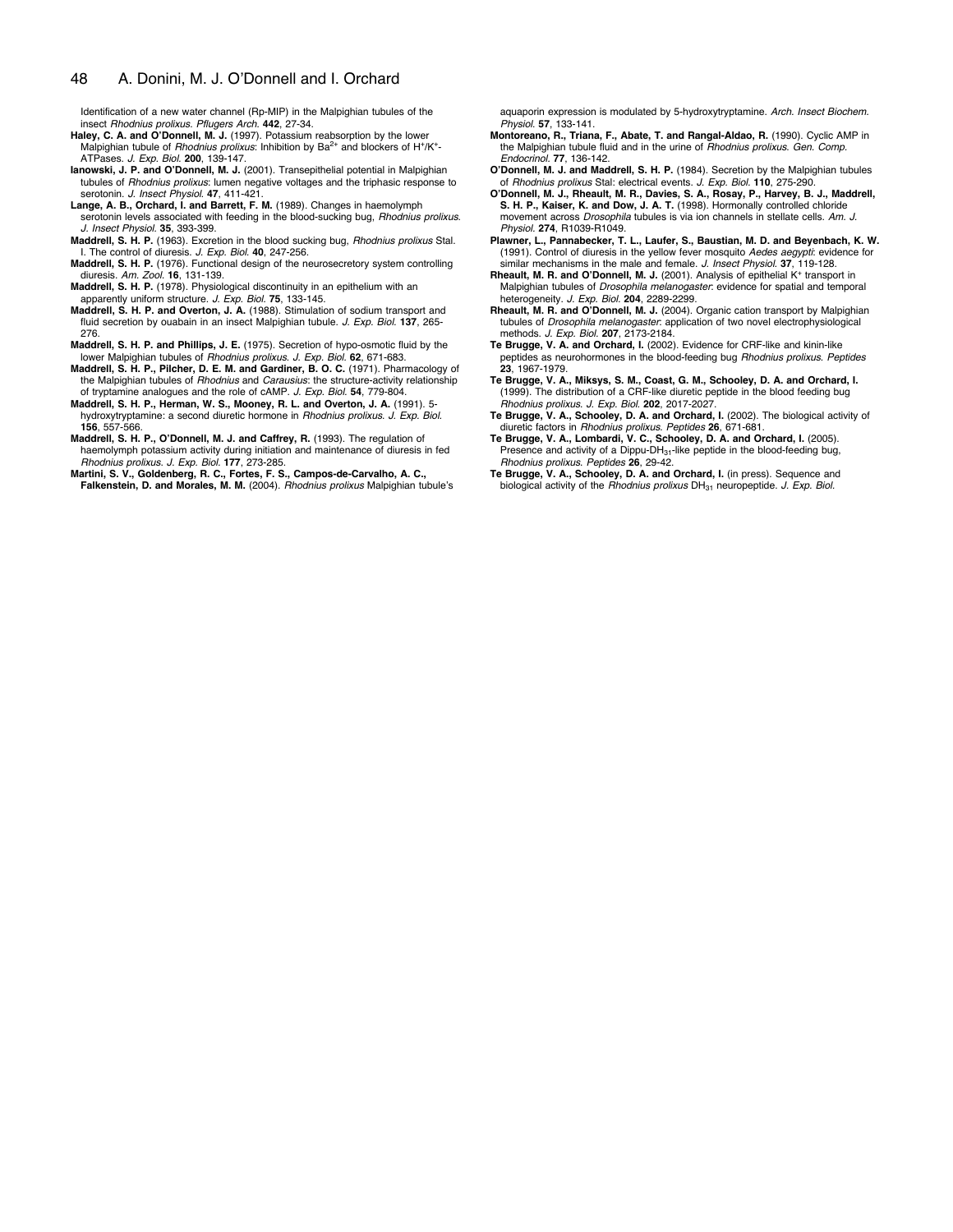Identification of a new water channel (Rp-MIP) in the Malpighian tubules of the insect *Rhodnius prolixus*. *Pflugers Arch.* **442**, 27-34.

**Haley, C. A. and O'Donnell, M. J.** (1997). Potassium reabsorption by the lower Malpighian tubule of *Rhodnius prolixus*: Inhibition by $Ba^{2+}$ and blockers of $H^+/K^+$-ATPases. *J. Exp. Biol.* **200**, 139-147.

**Ianowski, J. P. and O'Donnell, M. J.** (2001). Transepithelial potential in Malpighian tubules of *Rhodnius prolixus*: lumen negative voltages and the triphasic response to serotonin. *J. Insect Physiol.* **47**, 411-421.

**Lange, A. B., Orchard, I. and Barrett, F. M.** (1989). Changes in haemolymph serotonin levels associated with feeding in the blood-sucking bug, *Rhodnius prolixus*. *J. Insect Physiol.* **35**, 393-399.

**Maddrell, S. H. P.** (1963). Excretion in the blood sucking bug, *Rhodnius prolixus* Stal. I. The control of diuresis. *J. Exp. Biol.* **40**, 247-256.

**Maddrell, S. H. P.** (1976). Functional design of the neurosecretory system controlling diuresis. *Am. Zool.* **16**, 131-139.

**Maddrell, S. H. P.** (1978). Physiological discontinuity in an epithelium with an apparently uniform structure. *J. Exp. Biol.* **75**, 133-145.

**Maddrell, S. H. P. and Overton, J. A.** (1988). Stimulation of sodium transport and fluid secretion by ouabain in an insect Malpighian tubule. *J. Exp. Biol.* **137**, 265-276.

**Maddrell, S. H. P. and Phillips, J. E.** (1975). Secretion of hypo-osmotic fluid by the lower Malpighian tubules of *Rhodnius prolixus*. *J. Exp. Biol.* **62**, 671-683.

**Maddrell, S. H. P., Pilcher, D. E. M. and Gardiner, B. O. C.** (1971). Pharmacology of the Malpighian tubules of *Rhodnius* and *Carausius*: the structure-activity relationship of tryptamine analogues and the role of cAMP. *J. Exp. Biol.* **54**, 779-804.

**Maddrell, S. H. P., Herman, W. S., Mooney, R. L. and Overton, J. A.** (1991). 5-hydroxytryptamine: a second diuretic hormone in *Rhodnius prolixus*. *J. Exp. Biol.* **156**, 557-566.

**Maddrell, S. H. P., O'Donnell, M. J. and Caffrey, R.** (1993). The regulation of haemolymph potassium activity during initiation and maintenance of diuresis in fed *Rhodnius prolixus*. *J. Exp. Biol.* **177**, 273-285.

**Martini, S. V., Goldenberg, R. C., Fortes, F. S., Campos-de-Carvalho, A. C., Falkenstein, D. and Morales, M. M.** (2004). *Rhodnius prolixus* Malpighian tubule's aquaporin expression is modulated by 5-hydroxytryptamine. *Arch. Insect Biochem. Physiol.* **57**, 133-141.

**Montoreano, R., Triana, F., Abate, T. and Rangal-Aldao, R.** (1990). Cyclic AMP in the Malpighian tubule fluid and in the urine of *Rhodnius prolixus*. *Gen. Comp. Endocrinol.* **77**, 136-142.

**O'Donnell, M. J. and Maddrell, S. H. P.** (1984). Secretion by the Malpighian tubules of *Rhodnius prolixus* Stal: electrical events. *J. Exp. Biol.* **110**, 275-290.

**O'Donnell, M. J., Rheault, M. R., Davies, S. A., Rosay, P., Harvey, B. J., Maddrell, S. H. P., Kaiser, K. and Dow, J. A. T.** (1998). Hormonally controlled chloride movement across *Drosophila* tubules is via ion channels in stellate cells. *Am. J. Physiol.* **274**, R1039-R1049.

**Plawner, L., Pannabecker, T. L., Laufer, S., Baustian, M. D. and Beyenbach, K. W.** (1991). Control of diuresis in the yellow fever mosquito *Aedes aegypti*: evidence for similar mechanisms in the male and female. *J. Insect Physiol.* **37**, 119-128.

**Rheault, M. R. and O'Donnell, M. J.** (2001). Analysis of epithelial $K^+$ transport in Malpighian tubules of *Drosophila melanogaster*: evidence for spatial and temporal heterogeneity. *J. Exp. Biol.* **204**, 2289-2299.

**Rheault, M. R. and O'Donnell, M. J.** (2004). Organic cation transport by Malpighian tubules of *Drosophila melanogaster*: application of two novel electrophysiological methods. *J. Exp. Biol.* **207**, 2173-2184.

**Te Brugge, V. A. and Orchard, I.** (2002). Evidence for CRF-like and kinin-like peptides as neurohormones in the blood-feeding bug *Rhodnius prolixus*. *Peptides* **23**, 1967-1979.

**Te Brugge, V. A., Miksys, S. M., Coast, G. M., Schooley, D. A. and Orchard, I.** (1999). The distribution of a CRF-like diuretic peptide in the blood feeding bug *Rhodnius prolixus*. *J. Exp. Biol.* **202**, 2017-2027.

**Te Brugge, V. A., Schooley, D. A. and Orchard, I.** (2002). The biological activity of diuretic factors in *Rhodnius prolixus*. *Peptides* **26**, 671-681.

**Te Brugge, V. A., Lombardi, V. C., Schooley, D. A. and Orchard, I.** (2005). Presence and activity of a Dippu-$DH_{31}$-like peptide in the blood-feeding bug, *Rhodnius prolixus*. *Peptides* **26**, 29-42.

**Te Brugge, V. A., Schooley, D. A. and Orchard, I.** (in press). Sequence and biological activity of the *Rhodnius prolixus* $DH_{31}$ neuropeptide. *J. Exp. Biol.*